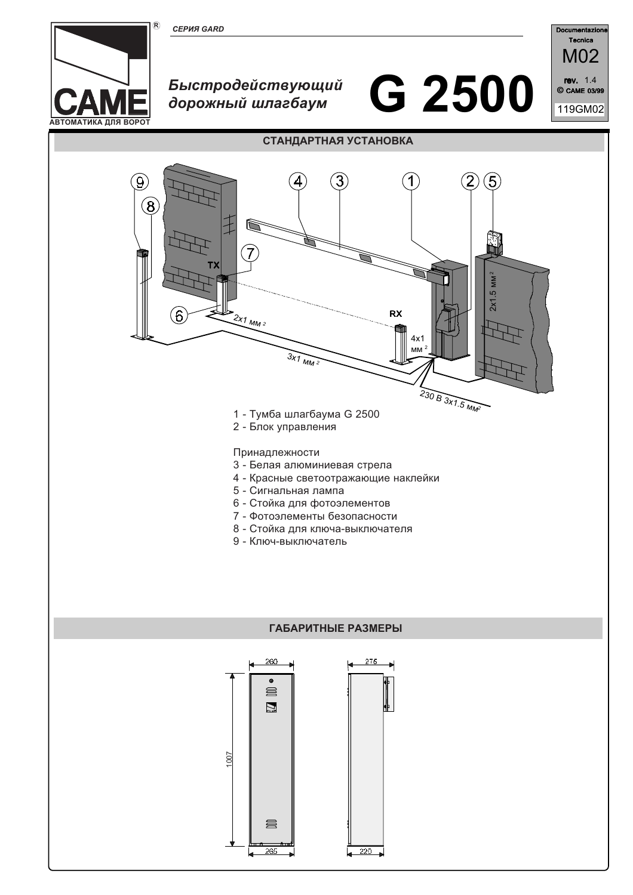СЕРИЯ GARD

# Быстродействующий дорожный шлагбаум G 2500

Documentazione Tecnica M02
rev. 1.4
© CAME 03/99
119GM02

## СТАНДАРТНАЯ УСТАНОВКА

1 - Тумба шлагбаума G 2500
2 - Блок управления

Принадлежности
3 - Белая алюминиевая стрела
4 - Красные светоотражающие наклейки
5 - Сигнальная лампа
6 - Стойка для фотоэлементов
7 - Фотоэлементы безопасности
8 - Стойка для ключа-выключателя
9 - Ключ-выключатель

## ГАБАРИТНЫЕ РАЗМЕРЫ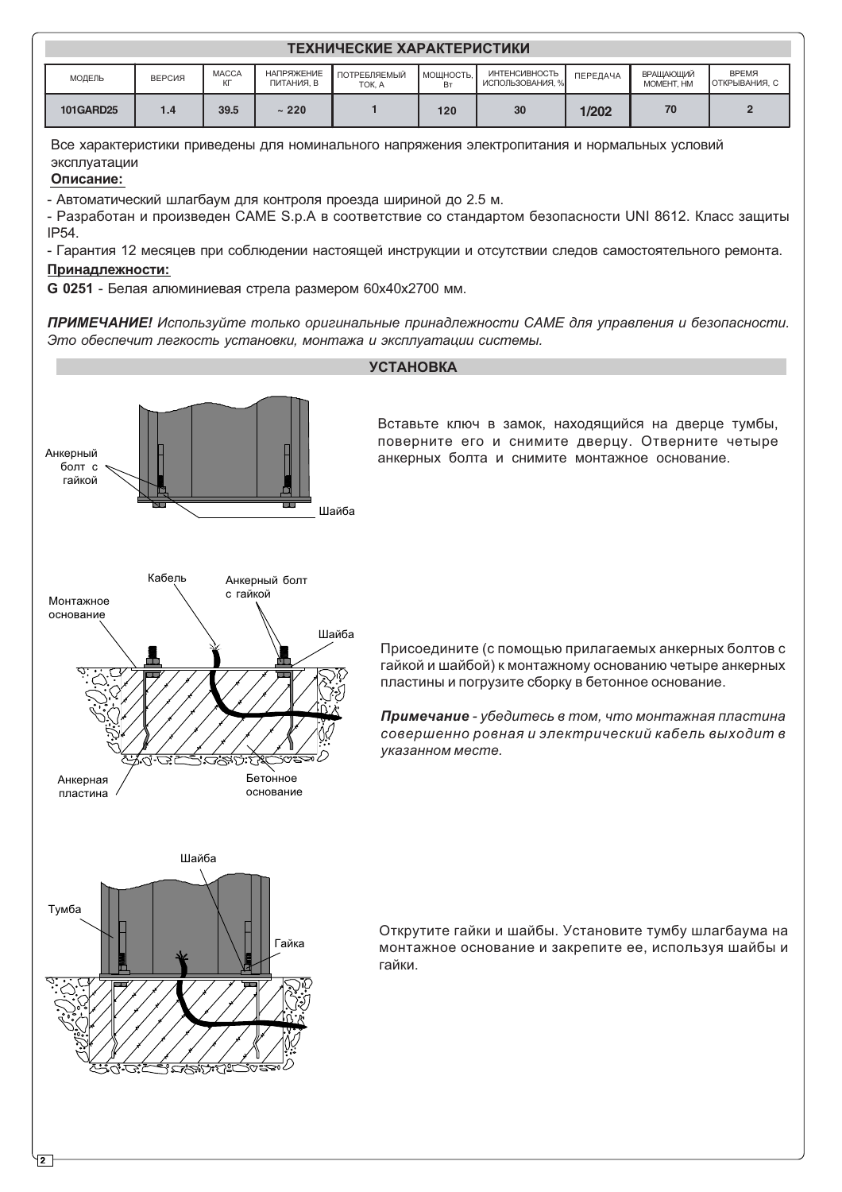## ТЕХНИЧЕСКИЕ ХАРАКТЕРИСТИКИ

| МОДЕЛЬ | ВЕРСИЯ | МАССА КГ | НАПРЯЖЕНИЕ ПИТАНИЯ, В | ПОТРЕБЛЯЕМЫЙ ТОК, А | МОЩНОСТЬ, Вт | ИНТЕНСИВНОСТЬ ИСПОЛЬЗОВАНИЯ, % | ПЕРЕДАЧА | ВРАЩАЮЩИЙ МОМЕНТ, НМ | ВРЕМЯ ОТКРЫВАНИЯ, С |
|---|---|---|---|---|---|---|---|---|---|
| 101GARD25 | 1.4 | 39.5 | ~ 220 | 1 | 120 | 30 | 1/202 | 70 | 2 |

Все характеристики приведены для номинального напряжения электропитания и нормальных условий эксплуатации

**Описание:**

- Автоматический шлагбаум для контроля проезда шириной до 2.5 м.
- Разработан и произведен CAME S.p.A в соответствие со стандартом безопасности UNI 8612. Класс защиты IP54.
- Гарантия 12 месяцев при соблюдении настоящей инструкции и отсутствии следов самостоятельного ремонта.

**Принадлежности:**

**G 0251** - Белая алюминиевая стрела размером 60x40x2700 мм.

***ПРИМЕЧАНИЕ!*** *Используйте только оригинальные принадлежности CAME для управления и безопасности. Это обеспечит легкость установки, монтажа и эксплуатации системы.*

## УСТАНОВКА

Анкерный болт с гайкой

Шайба

Вставьте ключ в замок, находящийся на дверце тумбы, поверните его и снимите дверцу. Отверните четыре анкерных болта и снимите монтажное основание.

Кабель

Анкерный болт с гайкой

Монтажное основание

Шайба

Анкерная пластина

Бетонное основание

Присоедините (с помощью прилагаемых анкерных болтов с гайкой и шайбой) к монтажному основанию четыре анкерных пластины и погрузите сборку в бетонное основание.

***Примечание*** *- убедитесь в том, что монтажная пластина совершенно ровная и электрический кабель выходит в указанном месте.*

Шайба

Тумба

Гайка

Открутите гайки и шайбы. Установите тумбу шлагбаума на монтажное основание и закрепите ее, используя шайбы и гайки.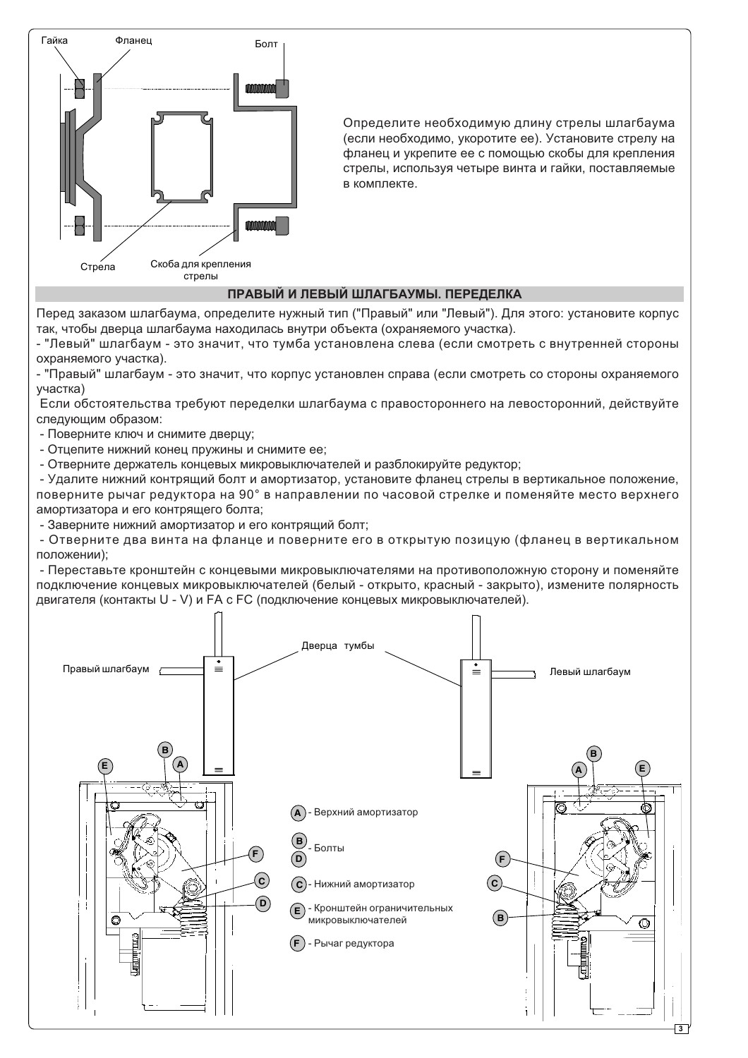Гайка Фланец Болт

Стрела Скоба для крепления стрелы

Определите необходимую длину стрелы шлагбаума (если необходимо, укоротите ее). Установите стрелу на фланец и укрепите ее с помощью скобы для крепления стрелы, используя четыре винта и гайки, поставляемые в комплекте.

## ПРАВЫЙ И ЛЕВЫЙ ШЛАГБАУМЫ. ПЕРЕДЕЛКА

Перед заказом шлагбаума, определите нужный тип ("Правый" или "Левый"). Для этого: установите корпус так, чтобы дверца шлагбаума находилась внутри объекта (охраняемого участка).

- "Левый" шлагбаум - это значит, что тумба установлена слева (если смотреть с внутренней стороны охраняемого участка).
- "Правый" шлагбаум - это значит, что корпус установлен справа (если смотреть со стороны охраняемого участка)

Если обстоятельства требуют переделки шлагбаума с правостороннего на левосторонний, действуйте следующим образом:

- Поверните ключ и снимите дверцу;
- Отцепите нижний конец пружины и снимите ее;
- Отверните держатель концевых микровыключателей и разблокируйте редуктор;
- Удалите нижний контрящий болт и амортизатор, установите фланец стрелы в вертикальное положение, поверните рычаг редуктора на 90° в направлении по часовой стрелке и поменяйте место верхнего амортизатора и его контрящего болта;
- Заверните нижний амортизатор и его контрящий болт;
- Отверните два винта на фланце и поверните его в открытую позицую (фланец в вертикальном положении);
- Переставьте кронштейн с концевыми микровыключателями на противоположную сторону и поменяйте подключение концевых микровыключателей (белый - открыто, красный - закрыто), измените полярность двигателя (контакты U - V) и FA с FC (подключение концевых микровыключателей).

Правый шлагбаум Дверца тумбы Левый шлагбаум

- A - Верхний амортизатор
- B, D - Болты
- C - Нижний амортизатор
- E - Кронштейн ограничительных микровыключателей
- F - Рычаг редуктора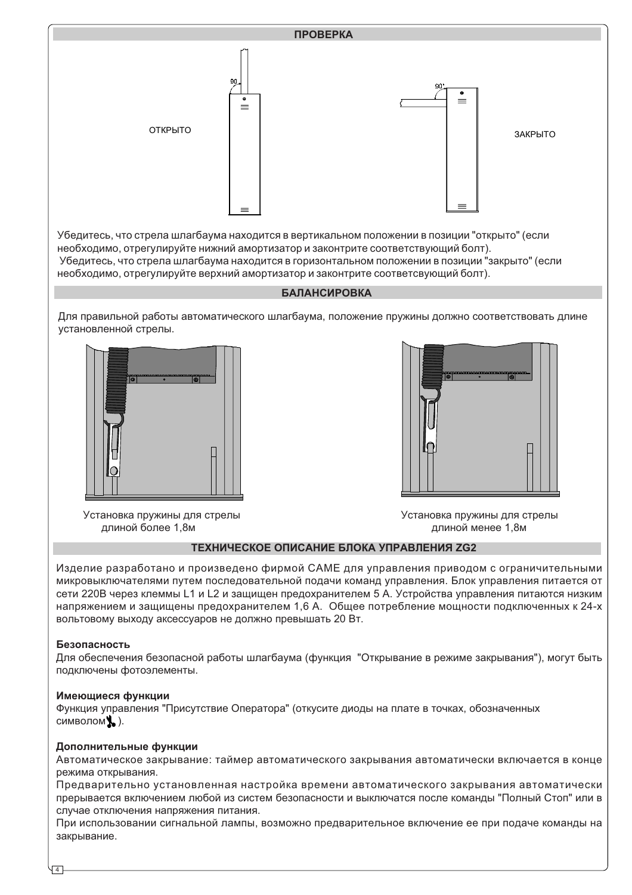## ПРОВЕРКА

ОТКРЫТО

ЗАКРЫТО

Убедитесь, что стрела шлагбаума находится в вертикальном положении в позиции "открыто" (если необходимо, отрегулируйте нижний амортизатор и законтрите соответсвующий болт).
Убедитесь, что стрела шлагбаума находится в горизонтальном положении в позиции "закрыто" (если необходимо, отрегулируйте верхний амортизатор и законтрите соответсвующий болт).

## БАЛАНСИРОВКА

Для правильной работы автоматического шлагбаума, положение пружины должно соответствовать длине установленной стрелы.

Установка пружины для стрелы длиной более 1,8м

Установка пружины для стрелы длиной менее 1,8м

## ТЕХНИЧЕСКОЕ ОПИСАНИЕ БЛОКА УПРАВЛЕНИЯ ZG2

Изделие разработано и произведено фирмой CAME для управления приводом с ограничительными микровыключателями путем последовательной подачи команд управления. Блок управления питается от сети 220В через клеммы L1 и L2 и защищен предохранителем 5 А. Устройства управления питаются низким напряжением и защищены предохранителем 1,6 А. Общее потребление мощности подключенных к 24-х вольтовому выходу аксессуаров не должно превышать 20 Вт.

**Безопасность**
Для обеспечения безопасной работы шлагбаума (функция "Открывание в режиме закрывания"), могут быть подключены фотоэлементы.

**Имеющиеся функции**
Функция управления "Присутствие Оператора" (откусите диоды на плате в точках, обозначенных символом ).

**Дополнительные функции**
Автоматическое закрывание: таймер автоматического закрывания автоматически включается в конце режима открывания.
Предварительно установленная настройка времени автоматического закрывания автоматически прерывается включением любой из систем безопасности и выключатся после команды "Полный Стоп" или в случае отключения напряжения питания.
При использовании сигнальной лампы, возможно предварительное включение ее при подаче команды на закрывание.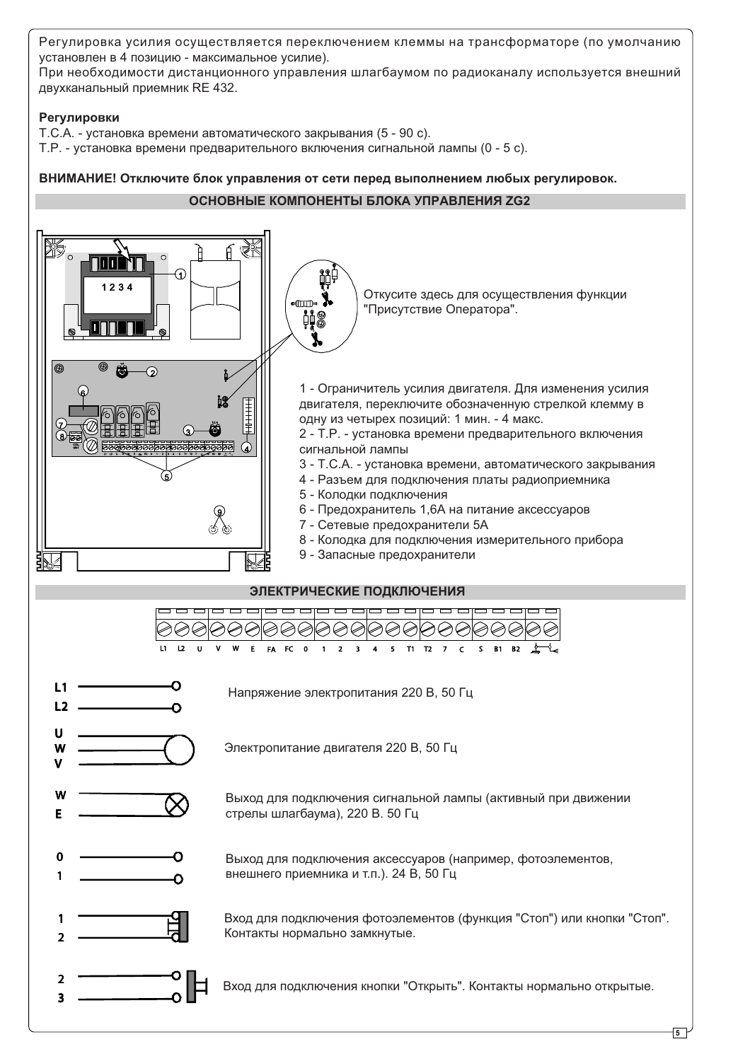Регулировка усилия осуществляется переключением клеммы на трансформаторе (по умолчанию установлен в 4 позицию - максимальное усилие).
При необходимости дистанционного управления шлагбаумом по радиоканалу используется внешний двухканальный приемник RE 432.

**Регулировки**

T.C.A. - установка времени автоматического закрывания (5 - 90 с).
T.P. - установка времени предварительного включения сигнальной лампы (0 - 5 с).

**ВНИМАНИЕ! Отключите блок управления от сети перед выполнением любых регулировок.**

## ОСНОВНЫЕ КОМПОНЕНТЫ БЛОКА УПРАВЛЕНИЯ ZG2

Откусите здесь для осуществления функции "Присутствие Оператора".

1 - Ограничитель усилия двигателя. Для изменения усилия двигателя, переключите обозначенную стрелкой клемму в одну из четырех позиций: 1 мин. - 4 макс.
2 - T.P. - установка времени предварительного включения сигнальной лампы
3 - T.C.A. - установка времени, автоматического закрывания
4 - Разъем для подключения платы радиоприемника
5 - Колодки подключения
6 - Предохранитель 1,6А на питание аксессуаров
7 - Сетевые предохранители 5А
8 - Колодка для подключения измерительного прибора
9 - Запасные предохранители

## ЭЛЕКТРИЧЕСКИЕ ПОДКЛЮЧЕНИЯ

L1 L2 U V W E FA FC 0 1 2 3 4 5 T1 T2 7 C S B1 B2

L1, L2 — Напряжение электропитания 220 В, 50 Гц

U, W, V — Электропитание двигателя 220 В, 50 Гц

W, E — Выход для подключения сигнальной лампы (активный при движении стрелы шлагбаума), 220 В. 50 Гц

0, 1 — Выход для подключения аксессуаров (например, фотоэлементов, внешнего приемника и т.п.). 24 В, 50 Гц

1, 2 — Вход для подключения фотоэлементов (функция "Стоп") или кнопки "Стоп". Контакты нормально замкнутые.

2, 3 — Вход для подключения кнопки "Открыть". Контакты нормально открытые.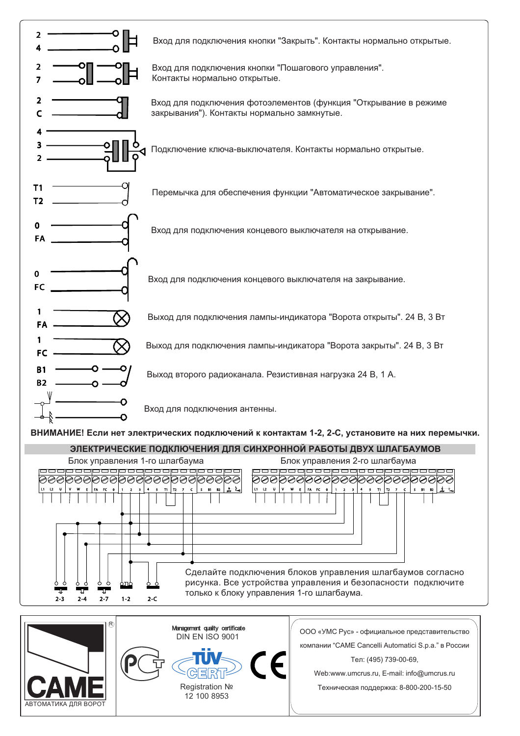2
4

Вход для подключения кнопки "Закрыть". Контакты нормально открытые.

2
7

Вход для подключения кнопки "Пошагового управления". Контакты нормально открытые.

2
C

Вход для подключения фотоэлементов (функция "Открывание в режиме закрывания"). Контакты нормально замкнутые.

4
3
2

Подключение ключа-выключателя. Контакты нормально открытые.

T1
T2

Перемычка для обеспечения функции "Автоматическое закрывание".

0
FA

Вход для подключения концевого выключателя на открывание.

0
FC

Вход для подключения концевого выключателя на закрывание.

1
FA

Выход для подключения лампы-индикатора "Ворота открыты". 24 В, 3 Вт

1
FC

Выход для подключения лампы-индикатора "Ворота закрыты". 24 В, 3 Вт

B1
B2

Выход второго радиоканала. Резистивная нагрузка 24 В, 1 А.

Вход для подключения антенны.

**ВНИМАНИЕ! Если нет электрических подключений к контактам 1-2, 2-С, установите на них перемычки.**

## ЭЛЕКТРИЧЕСКИЕ ПОДКЛЮЧЕНИЯ ДЛЯ СИНХРОННОЙ РАБОТЫ ДВУХ ШЛАГБАУМОВ

Блок управления 1-го шлагбаума

Блок управления 2-го шлагбаума

L1 L2 U V W E FA FC 0 1 2 3 4 5 T1 T2 7 C S B1 B2

L1 L2 U V W E FA FC 0 1 2 3 4 5 T1 T2 7 C S B1 B2

2-3 2-4 2-7 1-2 2-C

Сделайте подключения блоков управления шлагбаумов согласно рисунка. Все устройства управления и безопасности подключите только к блоку управления 1-го шлагбаума.

CAME
АВТОМАТИКА ДЛЯ ВОРОТ

Management quality certificate
DIN EN ISO 9001

TÜV CERT
Registration №
12 100 8953

ООО «УМС Рус» - официальное представительство компании "CAME Cancelli Automatici S.p.a." в России

Тел: (495) 739-00-69,

Web:www.umcrus.ru, E-mail: info@umcrus.ru

Техническая поддержка: 8-800-200-15-50